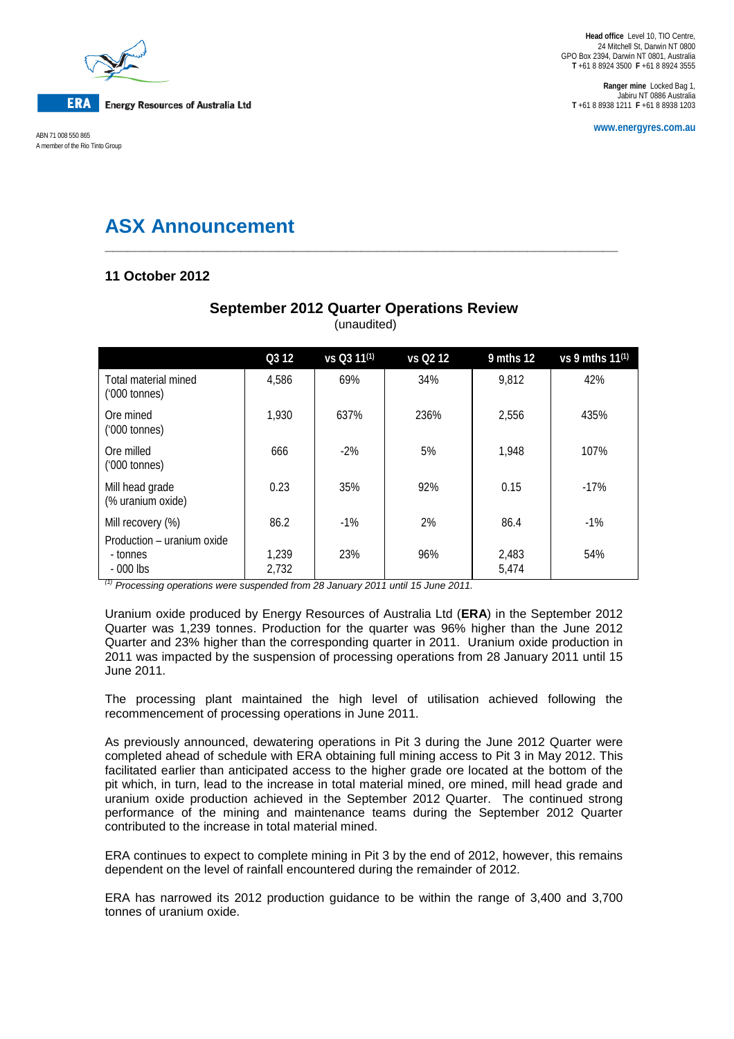ERA Energy Resources of Australia Ltd

ABN 71 008 550 865
A member of the Rio Tinto Group

**Head office** Level 10, TIO Centre, 24 Mitchell St, Darwin NT 0800
GPO Box 2394, Darwin NT 0801, Australia
**T** +61 8 8924 3500 **F** +61 8 8924 3555

**Ranger mine** Locked Bag 1, Jabiru NT 0886 Australia
**T** +61 8 8938 1211 **F** +61 8 8938 1203

**www.energyres.com.au**

# ASX Announcement

**11 October 2012**

## September 2012 Quarter Operations Review

(unaudited)

| | Q3 12 | vs Q3 11[1] | vs Q2 12 | 9 mths 12 | vs 9 mths 11[1] |
|---|---|---|---|---|---|
| Total material mined ('000 tonnes) | 4,586 | 69% | 34% | 9,812 | 42% |
| Ore mined ('000 tonnes) | 1,930 | 637% | 236% | 2,556 | 435% |
| Ore milled ('000 tonnes) | 666 | -2% | 5% | 1,948 | 107% |
| Mill head grade (% uranium oxide) | 0.23 | 35% | 92% | 0.15 | -17% |
| Mill recovery (%) | 86.2 | -1% | 2% | 86.4 | -1% |
| Production – uranium oxide - tonnes - 000 lbs | 1,239 2,732 | 23% | 96% | 2,483 5,474 | 54% |

*[1] Processing operations were suspended from 28 January 2011 until 15 June 2011.*

Uranium oxide produced by Energy Resources of Australia Ltd (**ERA**) in the September 2012 Quarter was 1,239 tonnes. Production for the quarter was 96% higher than the June 2012 Quarter and 23% higher than the corresponding quarter in 2011. Uranium oxide production in 2011 was impacted by the suspension of processing operations from 28 January 2011 until 15 June 2011.

The processing plant maintained the high level of utilisation achieved following the recommencement of processing operations in June 2011.

As previously announced, dewatering operations in Pit 3 during the June 2012 Quarter were completed ahead of schedule with ERA obtaining full mining access to Pit 3 in May 2012. This facilitated earlier than anticipated access to the higher grade ore located at the bottom of the pit which, in turn, lead to the increase in total material mined, ore mined, mill head grade and uranium oxide production achieved in the September 2012 Quarter. The continued strong performance of the mining and maintenance teams during the September 2012 Quarter contributed to the increase in total material mined.

ERA continues to expect to complete mining in Pit 3 by the end of 2012, however, this remains dependent on the level of rainfall encountered during the remainder of 2012.

ERA has narrowed its 2012 production guidance to be within the range of 3,400 and 3,700 tonnes of uranium oxide.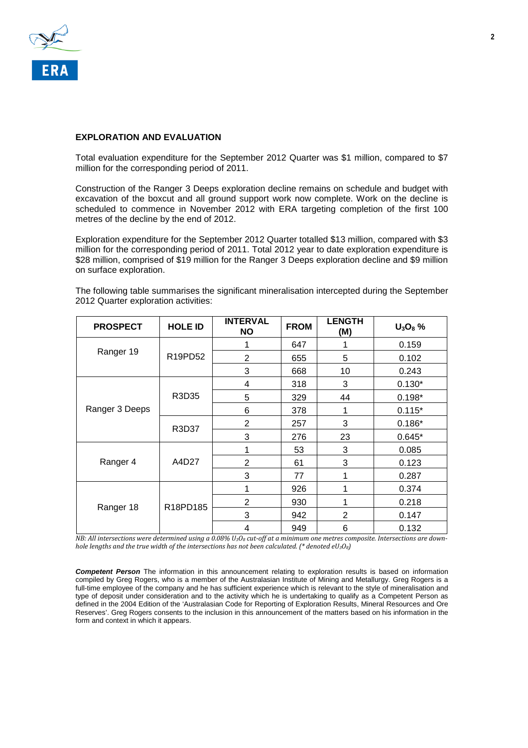## EXPLORATION AND EVALUATION

Total evaluation expenditure for the September 2012 Quarter was $1 million, compared to $7 million for the corresponding period of 2011.

Construction of the Ranger 3 Deeps exploration decline remains on schedule and budget with excavation of the boxcut and all ground support work now complete. Work on the decline is scheduled to commence in November 2012 with ERA targeting completion of the first 100 metres of the decline by the end of 2012.

Exploration expenditure for the September 2012 Quarter totalled $13 million, compared with $3 million for the corresponding period of 2011. Total 2012 year to date exploration expenditure is $28 million, comprised of $19 million for the Ranger 3 Deeps exploration decline and $9 million on surface exploration.

The following table summarises the significant mineralisation intercepted during the September 2012 Quarter exploration activities:

| PROSPECT | HOLE ID | INTERVAL NO | FROM | LENGTH (M) | $U_3O_8$ % |
|---|---|---|---|---|---|
| Ranger 19 | R19PD52 | 1 | 647 | 1 | 0.159 |
| | | 2 | 655 | 5 | 0.102 |
| | | 3 | 668 | 10 | 0.243 |
| Ranger 3 Deeps | R3D35 | 4 | 318 | 3 | 0.130* |
| | | 5 | 329 | 44 | 0.198* |
| | | 6 | 378 | 1 | 0.115* |
| | R3D37 | 2 | 257 | 3 | 0.186* |
| | | 3 | 276 | 23 | 0.645* |
| Ranger 4 | A4D27 | 1 | 53 | 3 | 0.085 |
| | | 2 | 61 | 3 | 0.123 |
| | | 3 | 77 | 1 | 0.287 |
| Ranger 18 | R18PD185 | 1 | 926 | 1 | 0.374 |
| | | 2 | 930 | 1 | 0.218 |
| | | 3 | 942 | 2 | 0.147 |
| | | 4 | 949 | 6 | 0.132 |

*NB: All intersections were determined using a 0.08% $U_3O_8$ cut-off at a minimum one metres composite. Intersections are down-hole lengths and the true width of the intersections has not been calculated. (* denoted $eU_3O_8$)*

***Competent Person*** The information in this announcement relating to exploration results is based on information compiled by Greg Rogers, who is a member of the Australasian Institute of Mining and Metallurgy. Greg Rogers is a full-time employee of the company and he has sufficient experience which is relevant to the style of mineralisation and type of deposit under consideration and to the activity which he is undertaking to qualify as a Competent Person as defined in the 2004 Edition of the 'Australasian Code for Reporting of Exploration Results, Mineral Resources and Ore Reserves'. Greg Rogers consents to the inclusion in this announcement of the matters based on his information in the form and context in which it appears.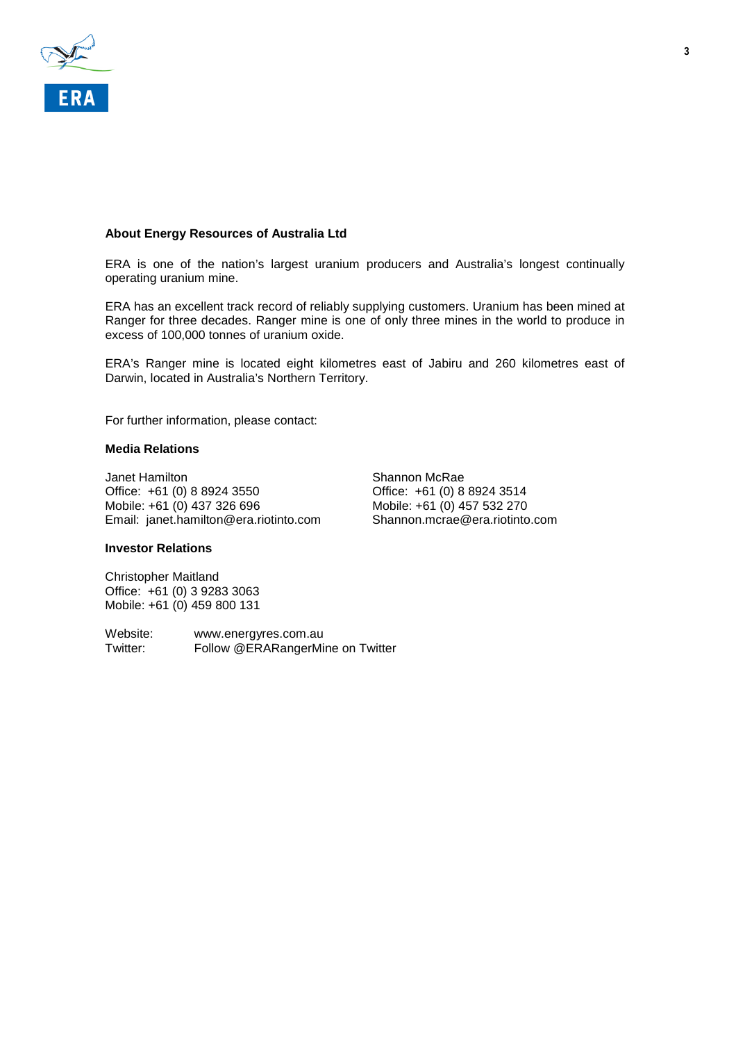## About Energy Resources of Australia Ltd

ERA is one of the nation's largest uranium producers and Australia's longest continually operating uranium mine.

ERA has an excellent track record of reliably supplying customers. Uranium has been mined at Ranger for three decades. Ranger mine is one of only three mines in the world to produce in excess of 100,000 tonnes of uranium oxide.

ERA's Ranger mine is located eight kilometres east of Jabiru and 260 kilometres east of Darwin, located in Australia's Northern Territory.

For further information, please contact:

**Media Relations**

Janet Hamilton
Office: +61 (0) 8 8924 3550
Mobile: +61 (0) 437 326 696
Email: janet.hamilton@era.riotinto.com

Shannon McRae
Office: +61 (0) 8 8924 3514
Mobile: +61 (0) 457 532 270
Shannon.mcrae@era.riotinto.com

**Investor Relations**

Christopher Maitland
Office: +61 (0) 3 9283 3063
Mobile: +61 (0) 459 800 131

Website: www.energyres.com.au
Twitter: Follow @ERARangerMine on Twitter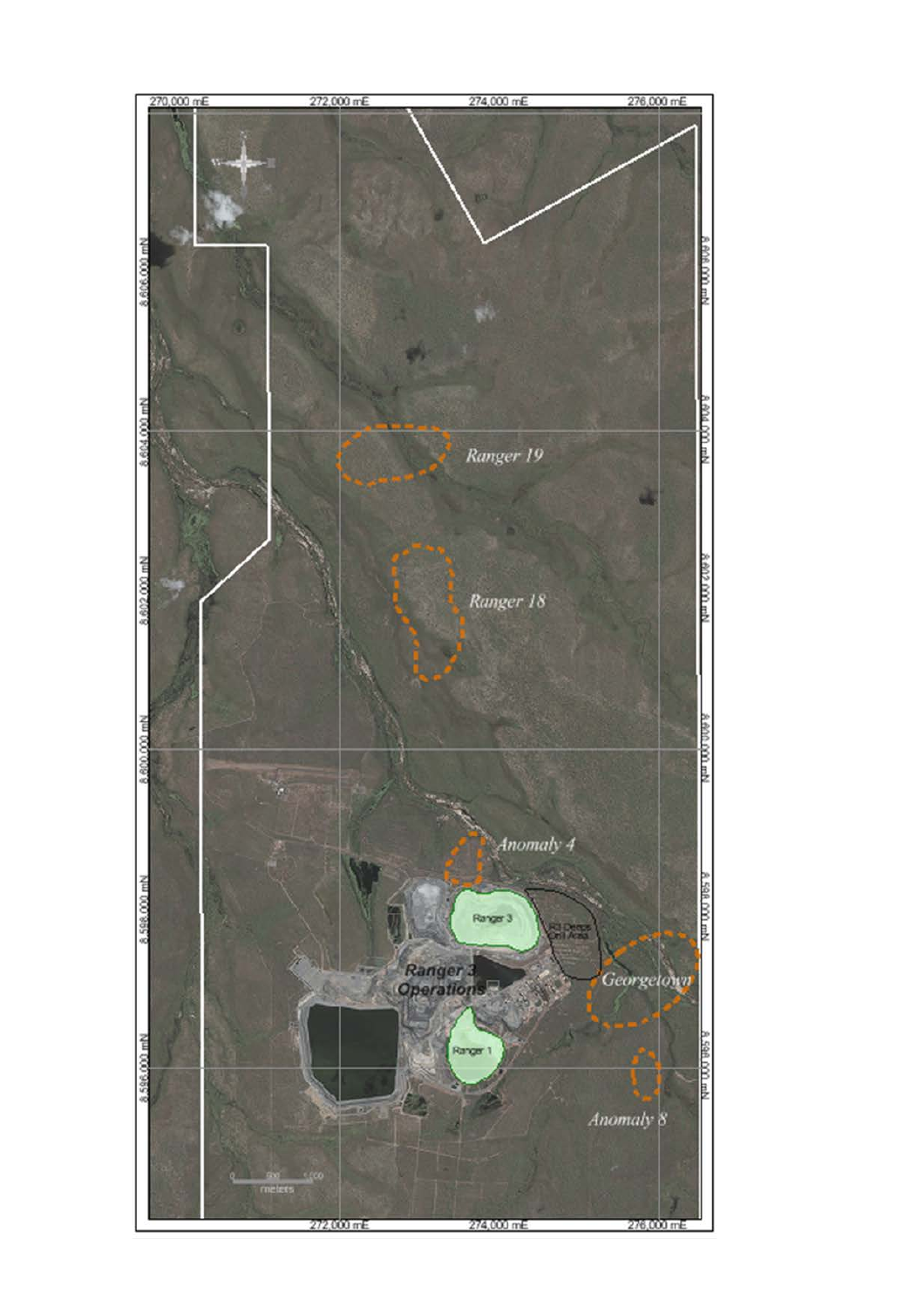270,000 mE
272,000 mE
274,000 mE
276,000 mE

8,606,000 mN
8,604,000 mN
8,602,000 mN
8,600,000 mN
8,598,000 mN
8,596,000 mN

Ranger 19

Ranger 18

Anomaly 4

Ranger 3

R3 Deeps Drill Area

Ranger 3 Operations

Georgetown

Ranger 1

Anomaly 8

0 500 1,000
meters

272,000 mE
274,000 mE
276,000 mE